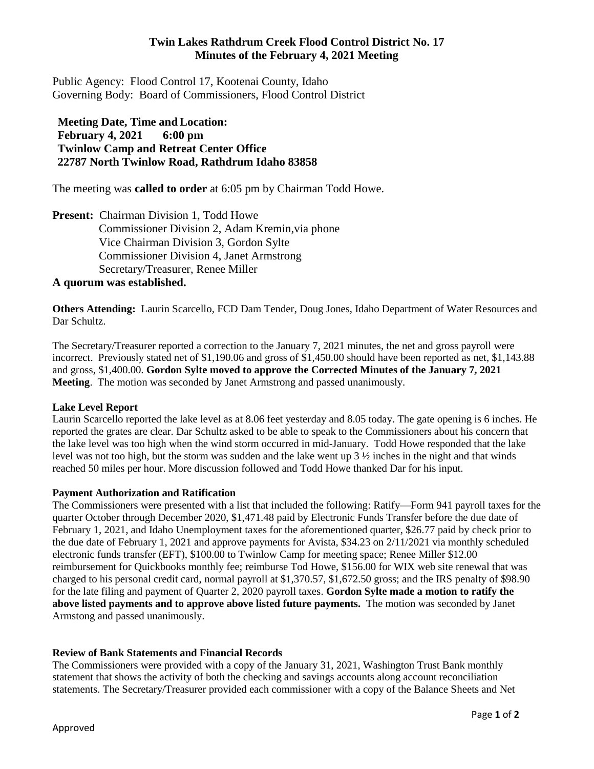# Twin Lakes Rathdrum Creek Flood Control District No. 17
## Minutes of the February 4, 2021 Meeting

Public Agency: Flood Control 17, Kootenai County, Idaho
Governing Body: Board of Commissioners, Flood Control District

**Meeting Date, Time and Location:**
**February 4, 2021 6:00 pm**
**Twinlow Camp and Retreat Center Office**
**22787 North Twinlow Road, Rathdrum Idaho 83858**

The meeting was **called to order** at 6:05 pm by Chairman Todd Howe.

**Present:** Chairman Division 1, Todd Howe
Commissioner Division 2, Adam Kremin,via phone
Vice Chairman Division 3, Gordon Sylte
Commissioner Division 4, Janet Armstrong
Secretary/Treasurer, Renee Miller

**A quorum was established.**

**Others Attending:** Laurin Scarcello, FCD Dam Tender, Doug Jones, Idaho Department of Water Resources and Dar Schultz.

The Secretary/Treasurer reported a correction to the January 7, 2021 minutes, the net and gross payroll were incorrect. Previously stated net of $1,190.06 and gross of $1,450.00 should have been reported as net, $1,143.88 and gross, $1,400.00. **Gordon Sylte moved to approve the Corrected Minutes of the January 7, 2021 Meeting**. The motion was seconded by Janet Armstrong and passed unanimously.

**Lake Level Report**

Laurin Scarcello reported the lake level as at 8.06 feet yesterday and 8.05 today. The gate opening is 6 inches. He reported the grates are clear. Dar Schultz asked to be able to speak to the Commissioners about his concern that the lake level was too high when the wind storm occurred in mid-January. Todd Howe responded that the lake level was not too high, but the storm was sudden and the lake went up 3 ½ inches in the night and that winds reached 50 miles per hour. More discussion followed and Todd Howe thanked Dar for his input.

**Payment Authorization and Ratification**

The Commissioners were presented with a list that included the following: Ratify—Form 941 payroll taxes for the quarter October through December 2020, $1,471.48 paid by Electronic Funds Transfer before the due date of February 1, 2021, and Idaho Unemployment taxes for the aforementioned quarter, $26.77 paid by check prior to the due date of February 1, 2021 and approve payments for Avista, $34.23 on 2/11/2021 via monthly scheduled electronic funds transfer (EFT), $100.00 to Twinlow Camp for meeting space; Renee Miller $12.00 reimbursement for Quickbooks monthly fee; reimburse Tod Howe, $156.00 for WIX web site renewal that was charged to his personal credit card, normal payroll at $1,370.57, $1,672.50 gross; and the IRS penalty of $98.90 for the late filing and payment of Quarter 2, 2020 payroll taxes. **Gordon Sylte made a motion to ratify the above listed payments and to approve above listed future payments.** The motion was seconded by Janet Armstong and passed unanimously.

**Review of Bank Statements and Financial Records**

The Commissioners were provided with a copy of the January 31, 2021, Washington Trust Bank monthly statement that shows the activity of both the checking and savings accounts along account reconciliation statements. The Secretary/Treasurer provided each commissioner with a copy of the Balance Sheets and Net

Approved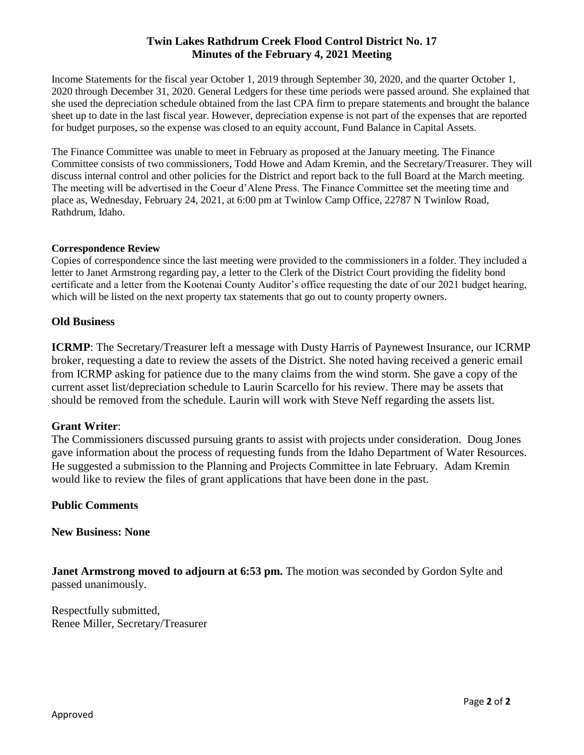# Twin Lakes Rathdrum Creek Flood Control District No. 17
## Minutes of the February 4, 2021 Meeting

Income Statements for the fiscal year October 1, 2019 through September 30, 2020, and the quarter October 1, 2020 through December 31, 2020. General Ledgers for these time periods were passed around. She explained that she used the depreciation schedule obtained from the last CPA firm to prepare statements and brought the balance sheet up to date in the last fiscal year. However, depreciation expense is not part of the expenses that are reported for budget purposes, so the expense was closed to an equity account, Fund Balance in Capital Assets.

The Finance Committee was unable to meet in February as proposed at the January meeting. The Finance Committee consists of two commissioners, Todd Howe and Adam Kremin, and the Secretary/Treasurer. They will discuss internal control and other policies for the District and report back to the full Board at the March meeting. The meeting will be advertised in the Coeur d'Alene Press. The Finance Committee set the meeting time and place as, Wednesday, February 24, 2021, at 6:00 pm at Twinlow Camp Office, 22787 N Twinlow Road, Rathdrum, Idaho.

**Correspondence Review**

Copies of correspondence since the last meeting were provided to the commissioners in a folder. They included a letter to Janet Armstrong regarding pay, a letter to the Clerk of the District Court providing the fidelity bond certificate and a letter from the Kootenai County Auditor's office requesting the date of our 2021 budget hearing, which will be listed on the next property tax statements that go out to county property owners.

**Old Business**

**ICRMP**: The Secretary/Treasurer left a message with Dusty Harris of Paynewest Insurance, our ICRMP broker, requesting a date to review the assets of the District. She noted having received a generic email from ICRMP asking for patience due to the many claims from the wind storm. She gave a copy of the current asset list/depreciation schedule to Laurin Scarcello for his review. There may be assets that should be removed from the schedule. Laurin will work with Steve Neff regarding the assets list.

**Grant Writer**:

The Commissioners discussed pursuing grants to assist with projects under consideration. Doug Jones gave information about the process of requesting funds from the Idaho Department of Water Resources. He suggested a submission to the Planning and Projects Committee in late February. Adam Kremin would like to review the files of grant applications that have been done in the past.

**Public Comments**

**New Business: None**

**Janet Armstrong moved to adjourn at 6:53 pm.** The motion was seconded by Gordon Sylte and passed unanimously.

Respectfully submitted,
Renee Miller, Secretary/Treasurer

Approved